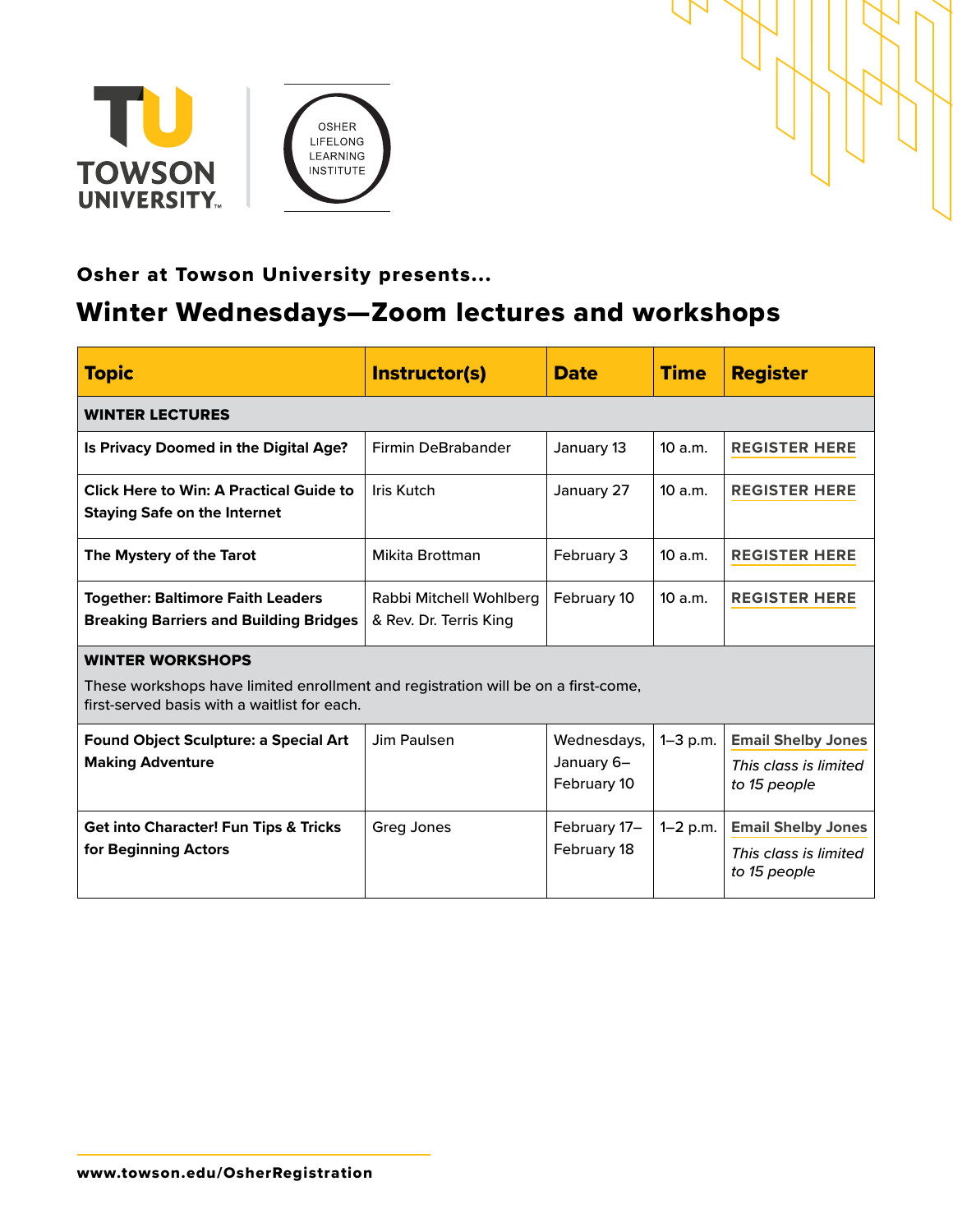TOWSON UNIVERSITY

OSHER LIFELONG LEARNING INSTITUTE

**Osher at Towson University presents...**

# Winter Wednesdays—Zoom lectures and workshops

| Topic | Instructor(s) | Date | Time | Register |
|---|---|---|---|---|
| **WINTER LECTURES** | | | | |
| **Is Privacy Doomed in the Digital Age?** | Firmin DeBrabander | January 13 | 10 a.m. | REGISTER HERE |
| **Click Here to Win: A Practical Guide to Staying Safe on the Internet** | Iris Kutch | January 27 | 10 a.m. | REGISTER HERE |
| **The Mystery of the Tarot** | Mikita Brottman | February 3 | 10 a.m. | REGISTER HERE |
| **Together: Baltimore Faith Leaders Breaking Barriers and Building Bridges** | Rabbi Mitchell Wohlberg & Rev. Dr. Terris King | February 10 | 10 a.m. | REGISTER HERE |
| **WINTER WORKSHOPS** These workshops have limited enrollment and registration will be on a first-come, first-served basis with a waitlist for each. | | | | |
| **Found Object Sculpture: a Special Art Making Adventure** | Jim Paulsen | Wednesdays, January 6–February 10 | 1–3 p.m. | Email Shelby Jones *This class is limited to 15 people* |
| **Get into Character! Fun Tips & Tricks for Beginning Actors** | Greg Jones | February 17–February 18 | 1–2 p.m. | Email Shelby Jones *This class is limited to 15 people* |

**www.towson.edu/OsherRegistration**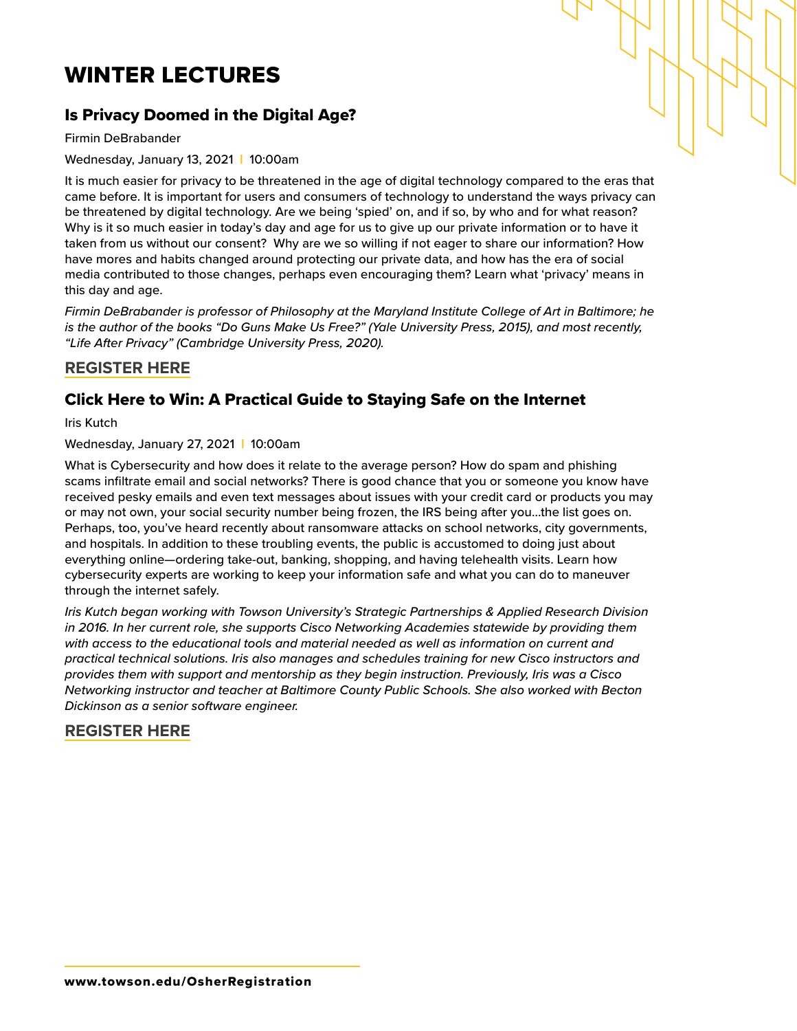# WINTER LECTURES

## Is Privacy Doomed in the Digital Age?

Firmin DeBrabander

Wednesday, January 13, 2021 | 10:00am

It is much easier for privacy to be threatened in the age of digital technology compared to the eras that came before. It is important for users and consumers of technology to understand the ways privacy can be threatened by digital technology. Are we being 'spied' on, and if so, by who and for what reason? Why is it so much easier in today's day and age for us to give up our private information or to have it taken from us without our consent? Why are we so willing if not eager to share our information? How have mores and habits changed around protecting our private data, and how has the era of social media contributed to those changes, perhaps even encouraging them? Learn what 'privacy' means in this day and age.

*Firmin DeBrabander is professor of Philosophy at the Maryland Institute College of Art in Baltimore; he is the author of the books "Do Guns Make Us Free?" (Yale University Press, 2015), and most recently, "Life After Privacy" (Cambridge University Press, 2020).*

**REGISTER HERE**

## Click Here to Win: A Practical Guide to Staying Safe on the Internet

Iris Kutch

Wednesday, January 27, 2021 | 10:00am

What is Cybersecurity and how does it relate to the average person? How do spam and phishing scams infiltrate email and social networks? There is good chance that you or someone you know have received pesky emails and even text messages about issues with your credit card or products you may or may not own, your social security number being frozen, the IRS being after you...the list goes on. Perhaps, too, you've heard recently about ransomware attacks on school networks, city governments, and hospitals. In addition to these troubling events, the public is accustomed to doing just about everything online—ordering take-out, banking, shopping, and having telehealth visits. Learn how cybersecurity experts are working to keep your information safe and what you can do to maneuver through the internet safely.

*Iris Kutch began working with Towson University's Strategic Partnerships & Applied Research Division in 2016. In her current role, she supports Cisco Networking Academies statewide by providing them with access to the educational tools and material needed as well as information on current and practical technical solutions. Iris also manages and schedules training for new Cisco instructors and provides them with support and mentorship as they begin instruction. Previously, Iris was a Cisco Networking instructor and teacher at Baltimore County Public Schools. She also worked with Becton Dickinson as a senior software engineer.*

**REGISTER HERE**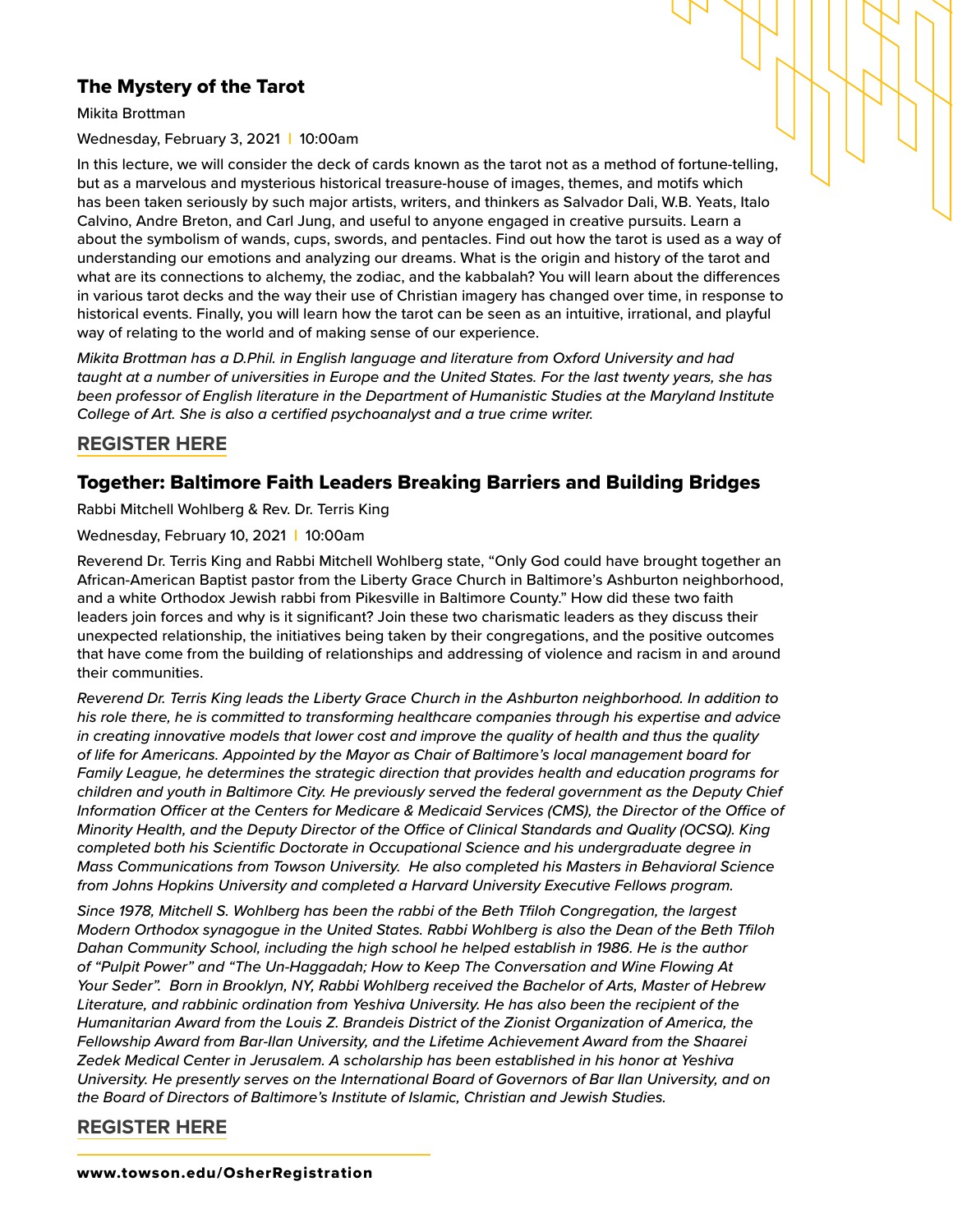## The Mystery of the Tarot

Mikita Brottman

Wednesday, February 3, 2021 | 10:00am

In this lecture, we will consider the deck of cards known as the tarot not as a method of fortune-telling, but as a marvelous and mysterious historical treasure-house of images, themes, and motifs which has been taken seriously by such major artists, writers, and thinkers as Salvador Dali, W.B. Yeats, Italo Calvino, Andre Breton, and Carl Jung, and useful to anyone engaged in creative pursuits. Learn a about the symbolism of wands, cups, swords, and pentacles. Find out how the tarot is used as a way of understanding our emotions and analyzing our dreams. What is the origin and history of the tarot and what are its connections to alchemy, the zodiac, and the kabbalah? You will learn about the differences in various tarot decks and the way their use of Christian imagery has changed over time, in response to historical events. Finally, you will learn how the tarot can be seen as an intuitive, irrational, and playful way of relating to the world and of making sense of our experience.

*Mikita Brottman has a D.Phil. in English language and literature from Oxford University and had taught at a number of universities in Europe and the United States. For the last twenty years, she has been professor of English literature in the Department of Humanistic Studies at the Maryland Institute College of Art. She is also a certified psychoanalyst and a true crime writer.*

**REGISTER HERE**

## Together: Baltimore Faith Leaders Breaking Barriers and Building Bridges

Rabbi Mitchell Wohlberg & Rev. Dr. Terris King

Wednesday, February 10, 2021 | 10:00am

Reverend Dr. Terris King and Rabbi Mitchell Wohlberg state, "Only God could have brought together an African-American Baptist pastor from the Liberty Grace Church in Baltimore's Ashburton neighborhood, and a white Orthodox Jewish rabbi from Pikesville in Baltimore County." How did these two faith leaders join forces and why is it significant? Join these two charismatic leaders as they discuss their unexpected relationship, the initiatives being taken by their congregations, and the positive outcomes that have come from the building of relationships and addressing of violence and racism in and around their communities.

*Reverend Dr. Terris King leads the Liberty Grace Church in the Ashburton neighborhood. In addition to his role there, he is committed to transforming healthcare companies through his expertise and advice in creating innovative models that lower cost and improve the quality of health and thus the quality of life for Americans. Appointed by the Mayor as Chair of Baltimore's local management board for Family League, he determines the strategic direction that provides health and education programs for children and youth in Baltimore City. He previously served the federal government as the Deputy Chief Information Officer at the Centers for Medicare & Medicaid Services (CMS), the Director of the Office of Minority Health, and the Deputy Director of the Office of Clinical Standards and Quality (OCSQ). King completed both his Scientific Doctorate in Occupational Science and his undergraduate degree in Mass Communications from Towson University. He also completed his Masters in Behavioral Science from Johns Hopkins University and completed a Harvard University Executive Fellows program.*

*Since 1978, Mitchell S. Wohlberg has been the rabbi of the Beth Tfiloh Congregation, the largest Modern Orthodox synagogue in the United States. Rabbi Wohlberg is also the Dean of the Beth Tfiloh Dahan Community School, including the high school he helped establish in 1986. He is the author of "Pulpit Power" and "The Un-Haggadah; How to Keep The Conversation and Wine Flowing At Your Seder". Born in Brooklyn, NY, Rabbi Wohlberg received the Bachelor of Arts, Master of Hebrew Literature, and rabbinic ordination from Yeshiva University. He has also been the recipient of the Humanitarian Award from the Louis Z. Brandeis District of the Zionist Organization of America, the Fellowship Award from Bar-Ilan University, and the Lifetime Achievement Award from the Shaarei Zedek Medical Center in Jerusalem. A scholarship has been established in his honor at Yeshiva University. He presently serves on the International Board of Governors of Bar Ilan University, and on the Board of Directors of Baltimore's Institute of Islamic, Christian and Jewish Studies.*

**REGISTER HERE**

**www.towson.edu/OsherRegistration**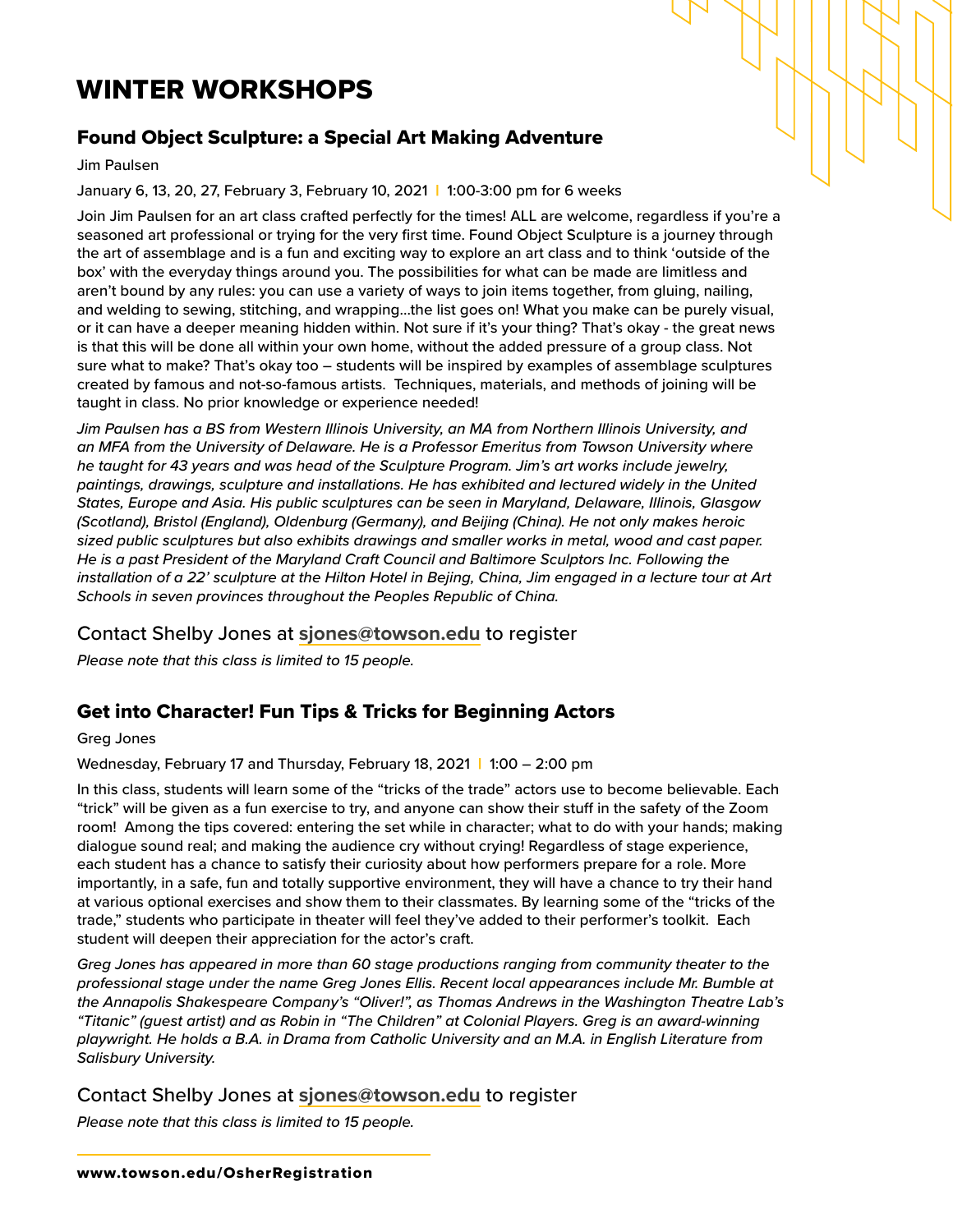# WINTER WORKSHOPS

## Found Object Sculpture: a Special Art Making Adventure

Jim Paulsen

January 6, 13, 20, 27, February 3, February 10, 2021 | 1:00-3:00 pm for 6 weeks

Join Jim Paulsen for an art class crafted perfectly for the times! ALL are welcome, regardless if you're a seasoned art professional or trying for the very first time. Found Object Sculpture is a journey through the art of assemblage and is a fun and exciting way to explore an art class and to think 'outside of the box' with the everyday things around you. The possibilities for what can be made are limitless and aren't bound by any rules: you can use a variety of ways to join items together, from gluing, nailing, and welding to sewing, stitching, and wrapping...the list goes on! What you make can be purely visual, or it can have a deeper meaning hidden within. Not sure if it's your thing? That's okay - the great news is that this will be done all within your own home, without the added pressure of a group class. Not sure what to make? That's okay too – students will be inspired by examples of assemblage sculptures created by famous and not-so-famous artists. Techniques, materials, and methods of joining will be taught in class. No prior knowledge or experience needed!

*Jim Paulsen has a BS from Western Illinois University, an MA from Northern Illinois University, and an MFA from the University of Delaware. He is a Professor Emeritus from Towson University where he taught for 43 years and was head of the Sculpture Program. Jim's art works include jewelry, paintings, drawings, sculpture and installations. He has exhibited and lectured widely in the United States, Europe and Asia. His public sculptures can be seen in Maryland, Delaware, Illinois, Glasgow (Scotland), Bristol (England), Oldenburg (Germany), and Beijing (China). He not only makes heroic sized public sculptures but also exhibits drawings and smaller works in metal, wood and cast paper. He is a past President of the Maryland Craft Council and Baltimore Sculptors Inc. Following the installation of a 22' sculpture at the Hilton Hotel in Bejing, China, Jim engaged in a lecture tour at Art Schools in seven provinces throughout the Peoples Republic of China.*

Contact Shelby Jones at **sjones@towson.edu** to register

*Please note that this class is limited to 15 people.*

## Get into Character! Fun Tips & Tricks for Beginning Actors

Greg Jones

Wednesday, February 17 and Thursday, February 18, 2021 | 1:00 – 2:00 pm

In this class, students will learn some of the "tricks of the trade" actors use to become believable. Each "trick" will be given as a fun exercise to try, and anyone can show their stuff in the safety of the Zoom room! Among the tips covered: entering the set while in character; what to do with your hands; making dialogue sound real; and making the audience cry without crying! Regardless of stage experience, each student has a chance to satisfy their curiosity about how performers prepare for a role. More importantly, in a safe, fun and totally supportive environment, they will have a chance to try their hand at various optional exercises and show them to their classmates. By learning some of the "tricks of the trade," students who participate in theater will feel they've added to their performer's toolkit. Each student will deepen their appreciation for the actor's craft.

*Greg Jones has appeared in more than 60 stage productions ranging from community theater to the professional stage under the name Greg Jones Ellis. Recent local appearances include Mr. Bumble at the Annapolis Shakespeare Company's "Oliver!", as Thomas Andrews in the Washington Theatre Lab's "Titanic" (guest artist) and as Robin in "The Children" at Colonial Players. Greg is an award-winning playwright. He holds a B.A. in Drama from Catholic University and an M.A. in English Literature from Salisbury University.*

Contact Shelby Jones at **sjones@towson.edu** to register

*Please note that this class is limited to 15 people.*

**www.towson.edu/OsherRegistration**